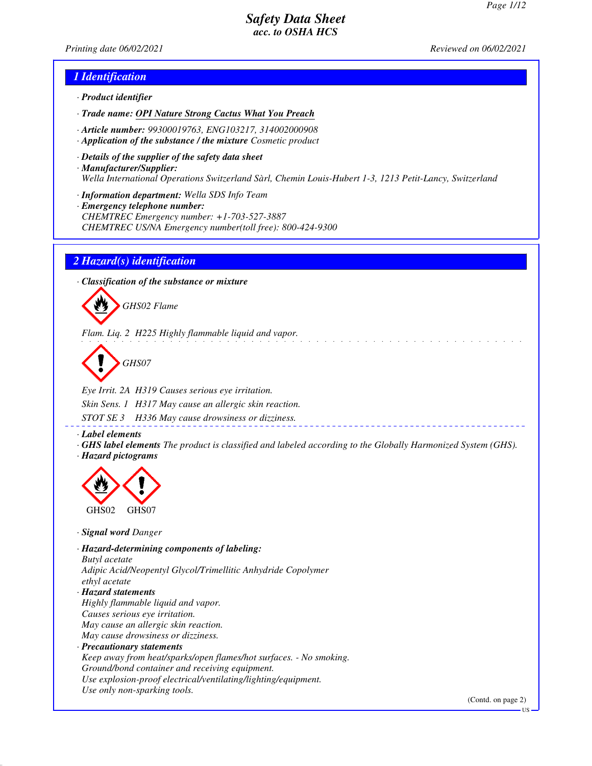# Safety Data Sheet
## acc. to OSHA HCS

Printing date 06/02/2021 Reviewed on 06/02/2021

## 1 Identification

· **Product identifier**

· **Trade name: OPI Nature Strong Cactus What You Preach**

· **Article number:** 99300019763, ENG103217, 314002000908

· **Application of the substance / the mixture** Cosmetic product

· **Details of the supplier of the safety data sheet**

· **Manufacturer/Supplier:**
Wella International Operations Switzerland Sàrl, Chemin Louis-Hubert 1-3, 1213 Petit-Lancy, Switzerland

· **Information department:** Wella SDS Info Team

· **Emergency telephone number:**
CHEMTREC Emergency number: +1-703-527-3887
CHEMTREC US/NA Emergency number(toll free): 800-424-9300

## 2 Hazard(s) identification

· **Classification of the substance or mixture**

GHS02 Flame

Flam. Liq. 2 H225 Highly flammable liquid and vapor.

GHS07

Eye Irrit. 2A H319 Causes serious eye irritation.

Skin Sens. 1 H317 May cause an allergic skin reaction.

STOT SE 3 H336 May cause drowsiness or dizziness.

· **Label elements**

· **GHS label elements** The product is classified and labeled according to the Globally Harmonized System (GHS).

· **Hazard pictograms**

GHS02 GHS07

· **Signal word** Danger

· **Hazard-determining components of labeling:**
Butyl acetate
Adipic Acid/Neopentyl Glycol/Trimellitic Anhydride Copolymer
ethyl acetate

· **Hazard statements**
Highly flammable liquid and vapor.
Causes serious eye irritation.
May cause an allergic skin reaction.
May cause drowsiness or dizziness.

· **Precautionary statements**
Keep away from heat/sparks/open flames/hot surfaces. - No smoking.
Ground/bond container and receiving equipment.
Use explosion-proof electrical/ventilating/lighting/equipment.
Use only non-sparking tools.

(Contd. on page 2)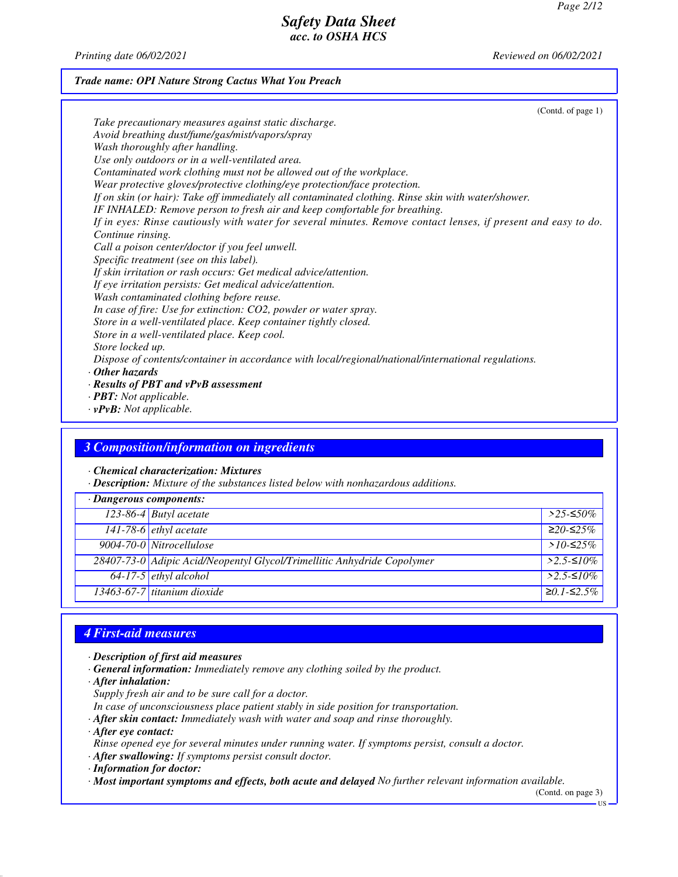*Trade name: OPI Nature Strong Cactus What You Preach*

(Contd. of page 1)

*Take precautionary measures against static discharge.*
*Avoid breathing dust/fume/gas/mist/vapors/spray*
*Wash thoroughly after handling.*
*Use only outdoors or in a well-ventilated area.*
*Contaminated work clothing must not be allowed out of the workplace.*
*Wear protective gloves/protective clothing/eye protection/face protection.*
*If on skin (or hair): Take off immediately all contaminated clothing. Rinse skin with water/shower.*
*IF INHALED: Remove person to fresh air and keep comfortable for breathing.*
*If in eyes: Rinse cautiously with water for several minutes. Remove contact lenses, if present and easy to do. Continue rinsing.*
*Call a poison center/doctor if you feel unwell.*
*Specific treatment (see on this label).*
*If skin irritation or rash occurs: Get medical advice/attention.*
*If eye irritation persists: Get medical advice/attention.*
*Wash contaminated clothing before reuse.*
*In case of fire: Use for extinction: CO2, powder or water spray.*
*Store in a well-ventilated place. Keep container tightly closed.*
*Store in a well-ventilated place. Keep cool.*
*Store locked up.*
*Dispose of contents/container in accordance with local/regional/national/international regulations.*

· ***Other hazards***
· ***Results of PBT and vPvB assessment***
· ***PBT:*** *Not applicable.*
· ***vPvB:*** *Not applicable.*

## 3 Composition/information on ingredients

· ***Chemical characterization: Mixtures***
· ***Description:*** *Mixture of the substances listed below with nonhazardous additions.*

| · Dangerous components: | | |
|---|---|---|
| 123-86-4 | Butyl acetate | >25-≤50% |
| 141-78-6 | ethyl acetate | ≥20-≤25% |
| 9004-70-0 | Nitrocellulose | >10-≤25% |
| 28407-73-0 | Adipic Acid/Neopentyl Glycol/Trimellitic Anhydride Copolymer | >2.5-≤10% |
| 64-17-5 | ethyl alcohol | >2.5-≤10% |
| 13463-67-7 | titanium dioxide | ≥0.1-≤2.5% |

## 4 First-aid measures

· ***Description of first aid measures***
· ***General information:*** *Immediately remove any clothing soiled by the product.*
· ***After inhalation:***
*Supply fresh air and to be sure call for a doctor.*
*In case of unconsciousness place patient stably in side position for transportation.*
· ***After skin contact:*** *Immediately wash with water and soap and rinse thoroughly.*
· ***After eye contact:***
*Rinse opened eye for several minutes under running water. If symptoms persist, consult a doctor.*
· ***After swallowing:*** *If symptoms persist consult doctor.*
· ***Information for doctor:***
· ***Most important symptoms and effects, both acute and delayed*** *No further relevant information available.*

(Contd. on page 3)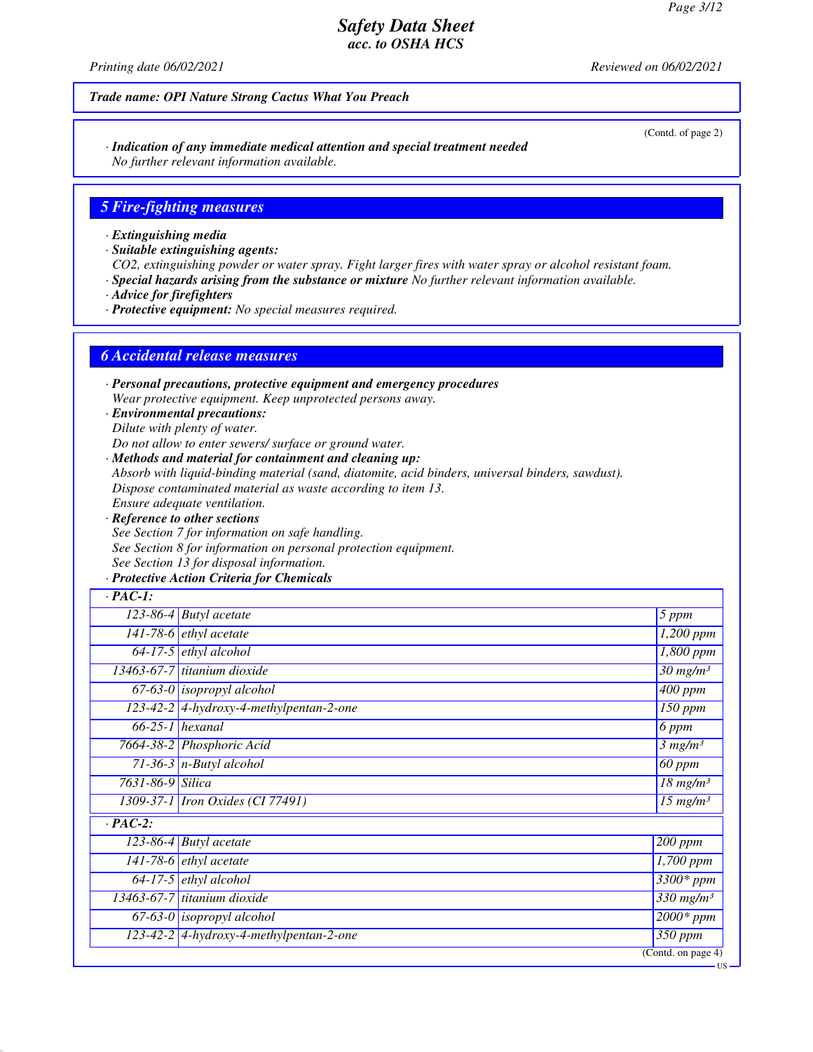*Trade name: OPI Nature Strong Cactus What You Preach*

(Contd. of page 2)

· **Indication of any immediate medical attention and special treatment needed**
No further relevant information available.

## 5 Fire-fighting measures

· **Extinguishing media**
· **Suitable extinguishing agents:**
$CO_2$, extinguishing powder or water spray. Fight larger fires with water spray or alcohol resistant foam.
· **Special hazards arising from the substance or mixture** No further relevant information available.
· **Advice for firefighters**
· **Protective equipment:** No special measures required.

## 6 Accidental release measures

· **Personal precautions, protective equipment and emergency procedures**
Wear protective equipment. Keep unprotected persons away.
· **Environmental precautions:**
Dilute with plenty of water.
Do not allow to enter sewers/ surface or ground water.
· **Methods and material for containment and cleaning up:**
Absorb with liquid-binding material (sand, diatomite, acid binders, universal binders, sawdust).
Dispose contaminated material as waste according to item 13.
Ensure adequate ventilation.
· **Reference to other sections**
See Section 7 for information on safe handling.
See Section 8 for information on personal protection equipment.
See Section 13 for disposal information.
· **Protective Action Criteria for Chemicals**

| · **PAC-1:** | | |
|---|---|---|
| 123-86-4 | Butyl acetate | 5 ppm |
| 141-78-6 | ethyl acetate | 1,200 ppm |
| 64-17-5 | ethyl alcohol | 1,800 ppm |
| 13463-67-7 | titanium dioxide | 30 mg/m³ |
| 67-63-0 | isopropyl alcohol | 400 ppm |
| 123-42-2 | 4-hydroxy-4-methylpentan-2-one | 150 ppm |
| 66-25-1 | hexanal | 6 ppm |
| 7664-38-2 | Phosphoric Acid | 3 mg/m³ |
| 71-36-3 | n-Butyl alcohol | 60 ppm |
| 7631-86-9 | Silica | 18 mg/m³ |
| 1309-37-1 | Iron Oxides (CI 77491) | 15 mg/m³ |
| · **PAC-2:** | | |
| 123-86-4 | Butyl acetate | 200 ppm |
| 141-78-6 | ethyl acetate | 1,700 ppm |
| 64-17-5 | ethyl alcohol | 3300* ppm |
| 13463-67-7 | titanium dioxide | 330 mg/m³ |
| 67-63-0 | isopropyl alcohol | 2000* ppm |
| 123-42-2 | 4-hydroxy-4-methylpentan-2-one | 350 ppm |

(Contd. on page 4)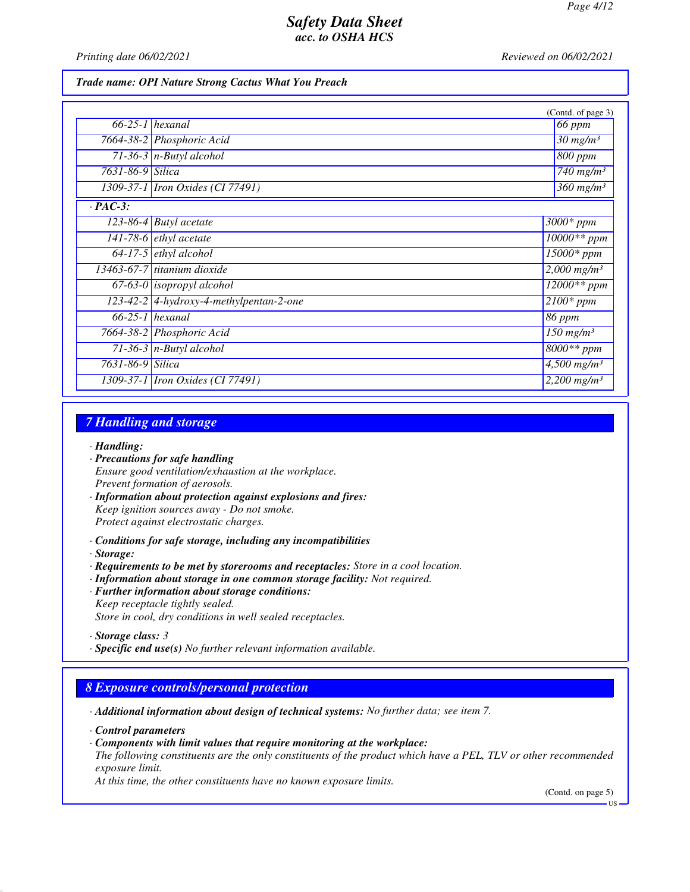Trade name: OPI Nature Strong Cactus What You Preach

(Contd. of page 3)

| | | |
|---|---|---|
| 66-25-1 | hexanal | 66 ppm |
| 7664-38-2 | Phosphoric Acid | 30 mg/m³ |
| 71-36-3 | n-Butyl alcohol | 800 ppm |
| 7631-86-9 | Silica | 740 mg/m³ |
| 1309-37-1 | Iron Oxides (CI 77491) | 360 mg/m³ |
| **· PAC-3:** | | |
| 123-86-4 | Butyl acetate | 3000* ppm |
| 141-78-6 | ethyl acetate | 10000** ppm |
| 64-17-5 | ethyl alcohol | 15000* ppm |
| 13463-67-7 | titanium dioxide | 2,000 mg/m³ |
| 67-63-0 | isopropyl alcohol | 12000** ppm |
| 123-42-2 | 4-hydroxy-4-methylpentan-2-one | 2100* ppm |
| 66-25-1 | hexanal | 86 ppm |
| 7664-38-2 | Phosphoric Acid | 150 mg/m³ |
| 71-36-3 | n-Butyl alcohol | 8000** ppm |
| 7631-86-9 | Silica | 4,500 mg/m³ |
| 1309-37-1 | Iron Oxides (CI 77491) | 2,200 mg/m³ |

## 7 Handling and storage

· **Handling:**
· **Precautions for safe handling**
Ensure good ventilation/exhaustion at the workplace.
Prevent formation of aerosols.
· **Information about protection against explosions and fires:**
Keep ignition sources away - Do not smoke.
Protect against electrostatic charges.

· **Conditions for safe storage, including any incompatibilities**
· **Storage:**
· **Requirements to be met by storerooms and receptacles:** Store in a cool location.
· **Information about storage in one common storage facility:** Not required.
· **Further information about storage conditions:**
Keep receptacle tightly sealed.
Store in cool, dry conditions in well sealed receptacles.

· **Storage class:** 3
· **Specific end use(s)** No further relevant information available.

## 8 Exposure controls/personal protection

· **Additional information about design of technical systems:** No further data; see item 7.

· **Control parameters**
· **Components with limit values that require monitoring at the workplace:**
The following constituents are the only constituents of the product which have a PEL, TLV or other recommended exposure limit.
At this time, the other constituents have no known exposure limits.

(Contd. on page 5)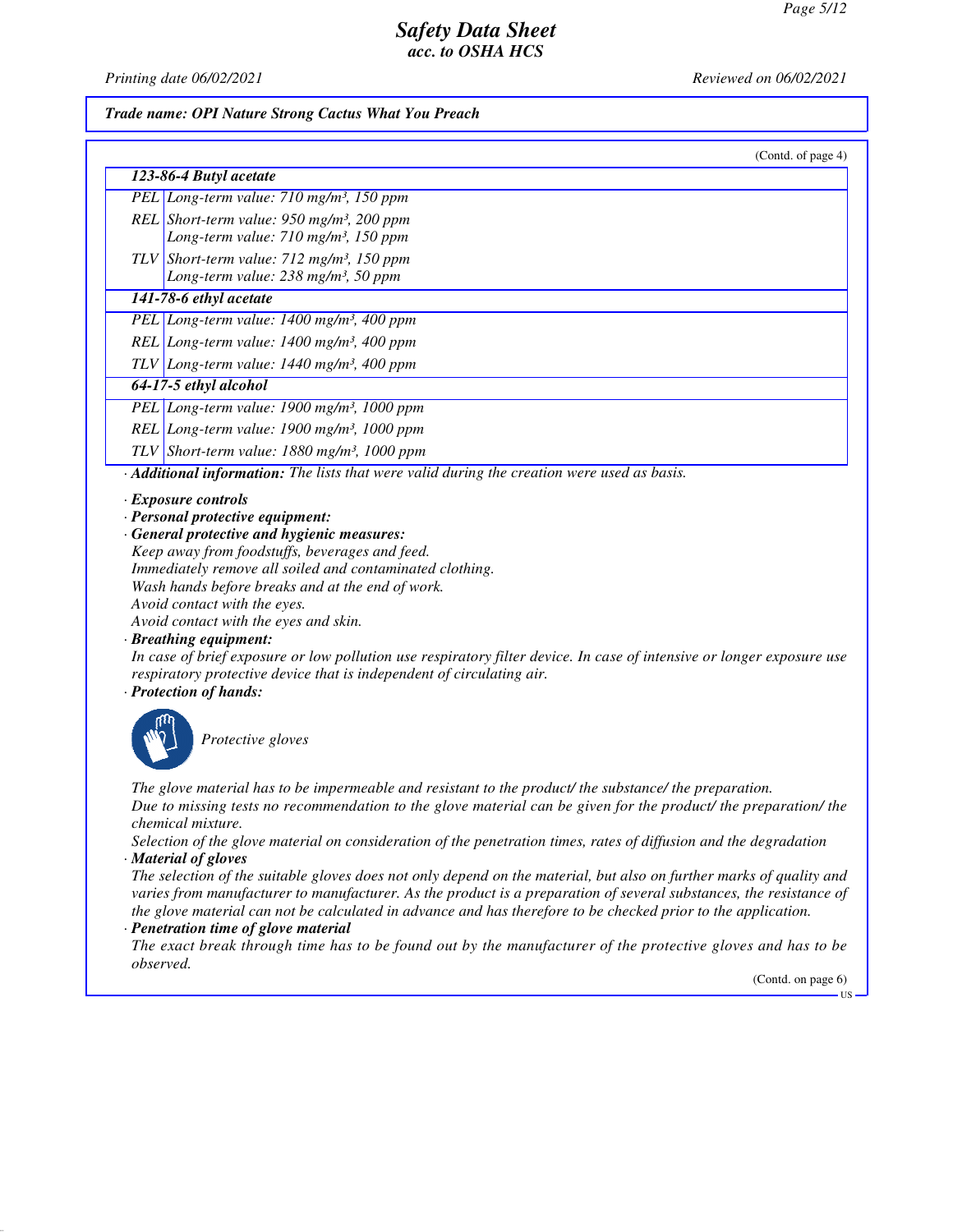*Trade name: OPI Nature Strong Cactus What You Preach*

(Contd. of page 4)

| **123-86-4 Butyl acetate** | |
|---|---|
| PEL | Long-term value: 710 mg/m³, 150 ppm |
| REL | Short-term value: 950 mg/m³, 200 ppm<br>Long-term value: 710 mg/m³, 150 ppm |
| TLV | Short-term value: 712 mg/m³, 150 ppm<br>Long-term value: 238 mg/m³, 50 ppm |
| **141-78-6 ethyl acetate** | |
| PEL | Long-term value: 1400 mg/m³, 400 ppm |
| REL | Long-term value: 1400 mg/m³, 400 ppm |
| TLV | Long-term value: 1440 mg/m³, 400 ppm |
| **64-17-5 ethyl alcohol** | |
| PEL | Long-term value: 1900 mg/m³, 1000 ppm |
| REL | Long-term value: 1900 mg/m³, 1000 ppm |
| TLV | Short-term value: 1880 mg/m³, 1000 ppm |

· ***Additional information:*** *The lists that were valid during the creation were used as basis.*

· ***Exposure controls***

· ***Personal protective equipment:***

· ***General protective and hygienic measures:***

*Keep away from foodstuffs, beverages and feed.*
*Immediately remove all soiled and contaminated clothing.*
*Wash hands before breaks and at the end of work.*
*Avoid contact with the eyes.*
*Avoid contact with the eyes and skin.*

· ***Breathing equipment:***

*In case of brief exposure or low pollution use respiratory filter device. In case of intensive or longer exposure use respiratory protective device that is independent of circulating air.*

· ***Protection of hands:***

*Protective gloves*

*The glove material has to be impermeable and resistant to the product/ the substance/ the preparation.*
*Due to missing tests no recommendation to the glove material can be given for the product/ the preparation/ the chemical mixture.*
*Selection of the glove material on consideration of the penetration times, rates of diffusion and the degradation*

· ***Material of gloves***

*The selection of the suitable gloves does not only depend on the material, but also on further marks of quality and varies from manufacturer to manufacturer. As the product is a preparation of several substances, the resistance of the glove material can not be calculated in advance and has therefore to be checked prior to the application.*

· ***Penetration time of glove material***

*The exact break through time has to be found out by the manufacturer of the protective gloves and has to be observed.*

(Contd. on page 6)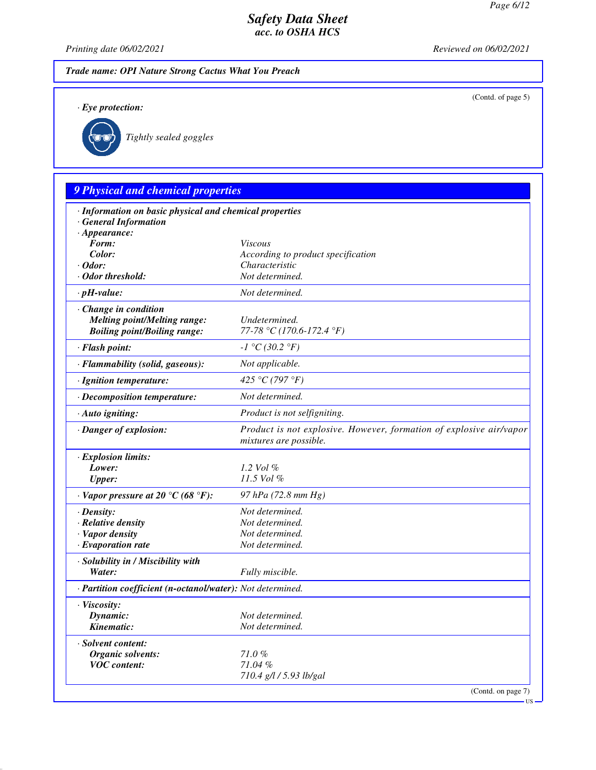Trade name: OPI Nature Strong Cactus What You Preach

(Contd. of page 5)

· **Eye protection:**

Tightly sealed goggles

## 9 Physical and chemical properties

| | |
|---|---|
| · **Information on basic physical and chemical properties** | |
| · **General Information** | |
| · **Appearance:** | |
| **Form:** | Viscous |
| **Color:** | According to product specification |
| · **Odor:** | Characteristic |
| · **Odor threshold:** | Not determined. |
| · **pH-value:** | Not determined. |
| · **Change in condition** | |
| **Melting point/Melting range:** | Undetermined. |
| **Boiling point/Boiling range:** | 77-78 °C (170.6-172.4 °F) |
| · **Flash point:** | -1 °C (30.2 °F) |
| · **Flammability (solid, gaseous):** | Not applicable. |
| · **Ignition temperature:** | 425 °C (797 °F) |
| · **Decomposition temperature:** | Not determined. |
| · **Auto igniting:** | Product is not selfigniting. |
| · **Danger of explosion:** | Product is not explosive. However, formation of explosive air/vapor mixtures are possible. |
| · **Explosion limits:** | |
| **Lower:** | 1.2 Vol % |
| **Upper:** | 11.5 Vol % |
| · **Vapor pressure at 20 °C (68 °F):** | 97 hPa (72.8 mm Hg) |
| · **Density:** | Not determined. |
| · **Relative density** | Not determined. |
| · **Vapor density** | Not determined. |
| · **Evaporation rate** | Not determined. |
| · **Solubility in / Miscibility with** | |
| **Water:** | Fully miscible. |
| · **Partition coefficient (n-octanol/water):** | Not determined. |
| · **Viscosity:** | |
| **Dynamic:** | Not determined. |
| **Kinematic:** | Not determined. |
| · **Solvent content:** | |
| **Organic solvents:** | 71.0 % |
| **VOC content:** | 71.04 % |
| | 710.4 g/l / 5.93 lb/gal |

(Contd. on page 7)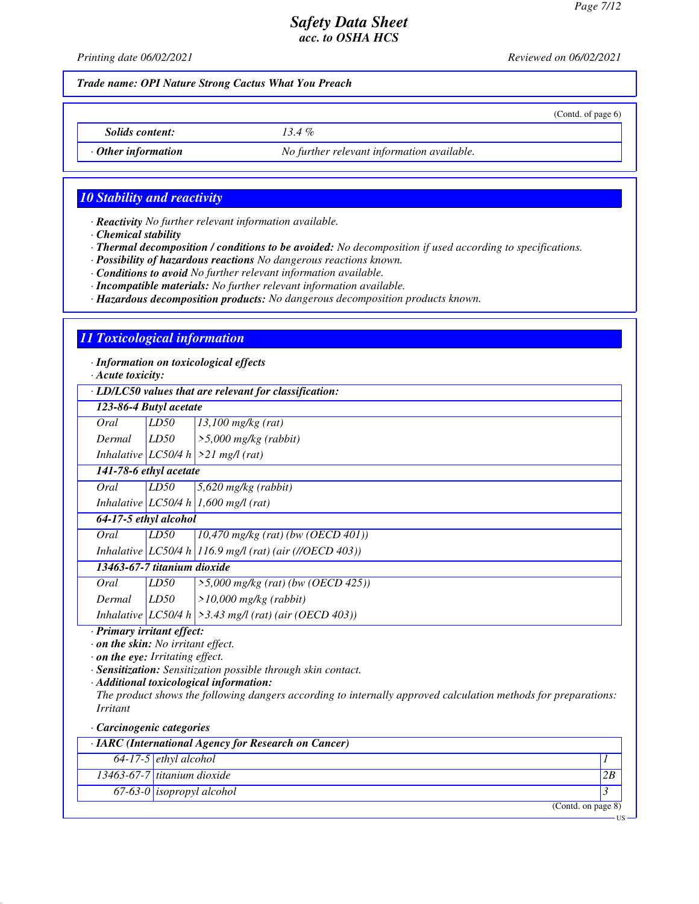*Trade name: OPI Nature Strong Cactus What You Preach*

(Contd. of page 6)

| | |
|---|---|
| ***Solids content:*** | *13.4 %* |
| · ***Other information*** | *No further relevant information available.* |

## 10 Stability and reactivity

· ***Reactivity*** *No further relevant information available.*
· ***Chemical stability***
· ***Thermal decomposition / conditions to be avoided:*** *No decomposition if used according to specifications.*
· ***Possibility of hazardous reactions*** *No dangerous reactions known.*
· ***Conditions to avoid*** *No further relevant information available.*
· ***Incompatible materials:*** *No further relevant information available.*
· ***Hazardous decomposition products:*** *No dangerous decomposition products known.*

## 11 Toxicological information

· ***Information on toxicological effects***
· ***Acute toxicity:***

| · ***LD/LC50 values that are relevant for classification:*** | | |
|---|---|---|
| ***123-86-4 Butyl acetate*** | | |
| *Oral* | *LD50* | *13,100 mg/kg (rat)* |
| *Dermal* | *LD50* | *>5,000 mg/kg (rabbit)* |
| *Inhalative* | *LC50/4 h* | *>21 mg/l (rat)* |
| ***141-78-6 ethyl acetate*** | | |
| *Oral* | *LD50* | *5,620 mg/kg (rabbit)* |
| *Inhalative* | *LC50/4 h* | *1,600 mg/l (rat)* |
| ***64-17-5 ethyl alcohol*** | | |
| *Oral* | *LD50* | *10,470 mg/kg (rat) (bw (OECD 401))* |
| *Inhalative* | *LC50/4 h* | *116.9 mg/l (rat) (air (//OECD 403))* |
| ***13463-67-7 titanium dioxide*** | | |
| *Oral* | *LD50* | *>5,000 mg/kg (rat) (bw (OECD 425))* |
| *Dermal* | *LD50* | *>10,000 mg/kg (rabbit)* |
| *Inhalative* | *LC50/4 h* | *>3.43 mg/l (rat) (air (OECD 403))* |

· ***Primary irritant effect:***
· ***on the skin:*** *No irritant effect.*
· ***on the eye:*** *Irritating effect.*
· ***Sensitization:*** *Sensitization possible through skin contact.*
· ***Additional toxicological information:***
*The product shows the following dangers according to internally approved calculation methods for preparations: Irritant*

· ***Carcinogenic categories***

| · ***IARC (International Agency for Research on Cancer)*** | | |
|---|---|---|
| *64-17-5* | *ethyl alcohol* | *1* |
| *13463-67-7* | *titanium dioxide* | *2B* |
| *67-63-0* | *isopropyl alcohol* | *3* |

(Contd. on page 8)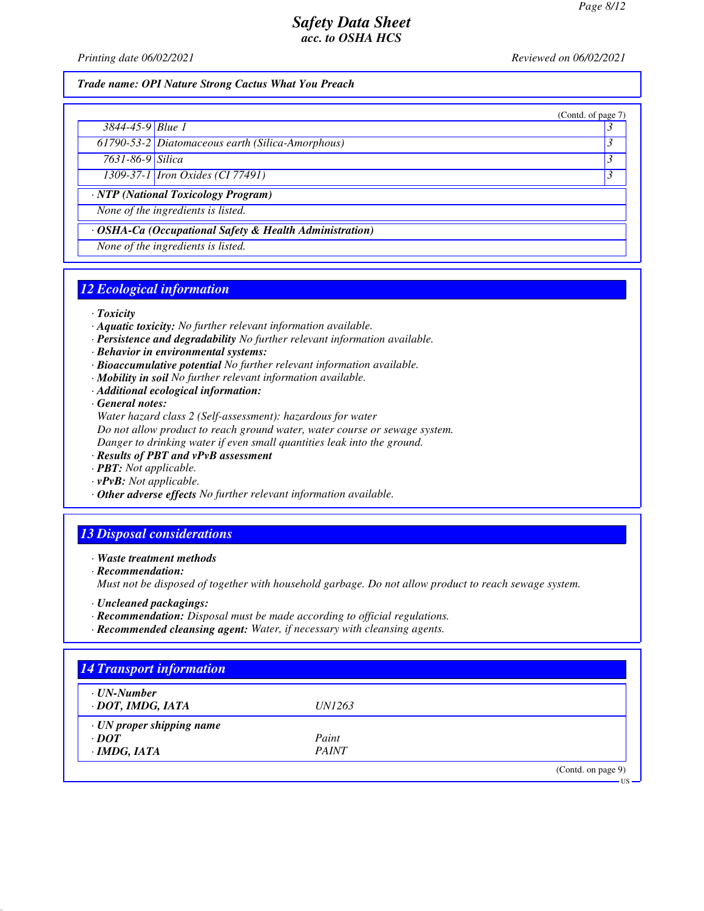Trade name: OPI Nature Strong Cactus What You Preach

(Contd. of page 7)

| | | |
|---|---|---|
| 3844-45-9 | Blue 1 | 3 |
| 61790-53-2 | Diatomaceous earth (Silica-Amorphous) | 3 |
| 7631-86-9 | Silica | 3 |
| 1309-37-1 | Iron Oxides (CI 77491) | 3 |

· **NTP (National Toxicology Program)**

None of the ingredients is listed.

· **OSHA-Ca (Occupational Safety & Health Administration)**

None of the ingredients is listed.

## 12 Ecological information

· **Toxicity**
· **Aquatic toxicity:** No further relevant information available.
· **Persistence and degradability** No further relevant information available.
· **Behavior in environmental systems:**
· **Bioaccumulative potential** No further relevant information available.
· **Mobility in soil** No further relevant information available.
· **Additional ecological information:**
· **General notes:**
Water hazard class 2 (Self-assessment): hazardous for water
Do not allow product to reach ground water, water course or sewage system.
Danger to drinking water if even small quantities leak into the ground.
· **Results of PBT and vPvB assessment**
· **PBT:** Not applicable.
· **vPvB:** Not applicable.
· **Other adverse effects** No further relevant information available.

## 13 Disposal considerations

· **Waste treatment methods**
· **Recommendation:**
Must not be disposed of together with household garbage. Do not allow product to reach sewage system.

· **Uncleaned packagings:**
· **Recommendation:** Disposal must be made according to official regulations.
· **Recommended cleansing agent:** Water, if necessary with cleansing agents.

## 14 Transport information

| | |
|---|---|
| · **UN-Number** | |
| · **DOT, IMDG, IATA** | UN1263 |
| · **UN proper shipping name** | |
| · **DOT** | Paint |
| · **IMDG, IATA** | PAINT |

(Contd. on page 9)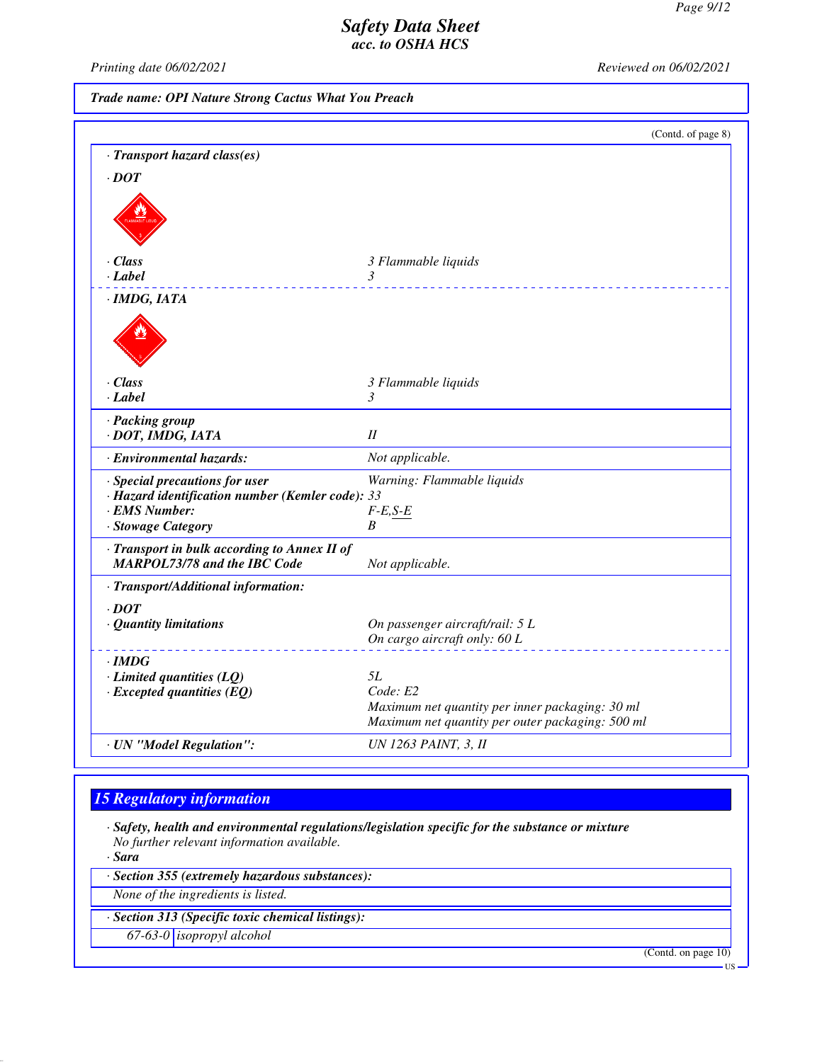**Trade name: OPI Nature Strong Cactus What You Preach**

(Contd. of page 8)

· **Transport hazard class(es)**

· **DOT**

| | |
|---|---|
| · **Class** | 3 Flammable liquids |
| · **Label** | 3 |

· **IMDG, IATA**

| | |
|---|---|
| · **Class** | 3 Flammable liquids |
| · **Label** | 3 |

| | |
|---|---|
| · **Packing group** · **DOT, IMDG, IATA** | II |
| · **Environmental hazards:** | Not applicable. |
| · **Special precautions for user** | Warning: Flammable liquids |
| · **Hazard identification number (Kemler code):** | 33 |
| · **EMS Number:** | F-E,S-E |
| · **Stowage Category** | B |
| · **Transport in bulk according to Annex II of MARPOL73/78 and the IBC Code** | Not applicable. |

· **Transport/Additional information:**

· **DOT**

| | |
|---|---|
| · **Quantity limitations** | On passenger aircraft/rail: 5 L<br>On cargo aircraft only: 60 L |

· **IMDG**

| | |
|---|---|
| · **Limited quantities (LQ)** | 5L |
| · **Excepted quantities (EQ)** | Code: E2<br>Maximum net quantity per inner packaging: 30 ml<br>Maximum net quantity per outer packaging: 500 ml |
| · **UN "Model Regulation":** | UN 1263 PAINT, 3, II |

## 15 Regulatory information

· **Safety, health and environmental regulations/legislation specific for the substance or mixture**
No further relevant information available.

· **Sara**

· **Section 355 (extremely hazardous substances):**

None of the ingredients is listed.

· **Section 313 (Specific toxic chemical listings):**

| | |
|---|---|
| 67-63-0 | isopropyl alcohol |

(Contd. on page 10)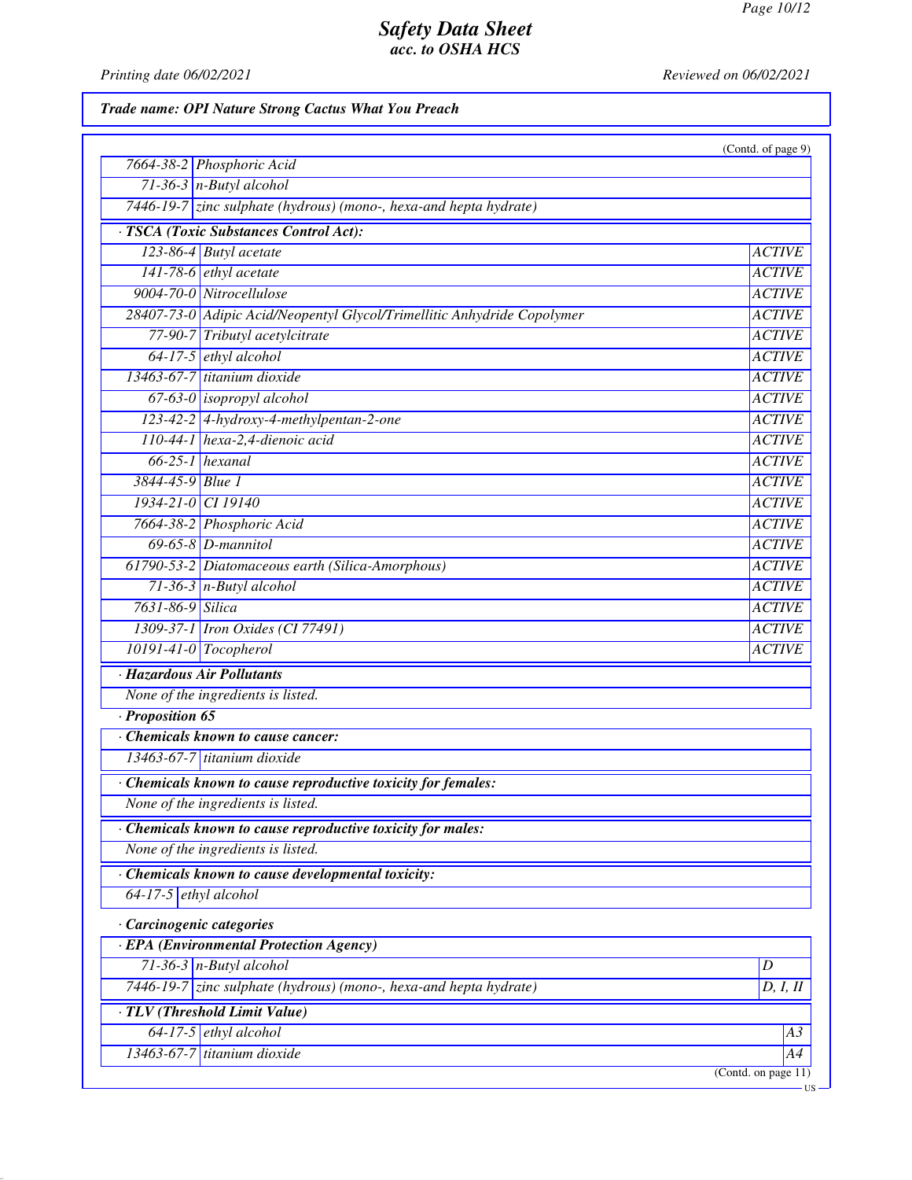**Trade name: OPI Nature Strong Cactus What You Preach**

(Contd. of page 9)

| | |
|---|---|
| 7664-38-2 | Phosphoric Acid |
| 71-36-3 | n-Butyl alcohol |
| 7446-19-7 | zinc sulphate (hydrous) (mono-, hexa-and hepta hydrate) |

· **TSCA (Toxic Substances Control Act):**

| | | |
|---|---|---|
| 123-86-4 | Butyl acetate | ACTIVE |
| 141-78-6 | ethyl acetate | ACTIVE |
| 9004-70-0 | Nitrocellulose | ACTIVE |
| 28407-73-0 | Adipic Acid/Neopentyl Glycol/Trimellitic Anhydride Copolymer | ACTIVE |
| 77-90-7 | Tributyl acetylcitrate | ACTIVE |
| 64-17-5 | ethyl alcohol | ACTIVE |
| 13463-67-7 | titanium dioxide | ACTIVE |
| 67-63-0 | isopropyl alcohol | ACTIVE |
| 123-42-2 | 4-hydroxy-4-methylpentan-2-one | ACTIVE |
| 110-44-1 | hexa-2,4-dienoic acid | ACTIVE |
| 66-25-1 | hexanal | ACTIVE |
| 3844-45-9 | Blue 1 | ACTIVE |
| 1934-21-0 | CI 19140 | ACTIVE |
| 7664-38-2 | Phosphoric Acid | ACTIVE |
| 69-65-8 | D-mannitol | ACTIVE |
| 61790-53-2 | Diatomaceous earth (Silica-Amorphous) | ACTIVE |
| 71-36-3 | n-Butyl alcohol | ACTIVE |
| 7631-86-9 | Silica | ACTIVE |
| 1309-37-1 | Iron Oxides (CI 77491) | ACTIVE |
| 10191-41-0 | Tocopherol | ACTIVE |

· **Hazardous Air Pollutants**

None of the ingredients is listed.

· **Proposition 65**

· **Chemicals known to cause cancer:**

| | |
|---|---|
| 13463-67-7 | titanium dioxide |

· **Chemicals known to cause reproductive toxicity for females:**

None of the ingredients is listed.

· **Chemicals known to cause reproductive toxicity for males:**

None of the ingredients is listed.

· **Chemicals known to cause developmental toxicity:**

| | |
|---|---|
| 64-17-5 | ethyl alcohol |

· **Carcinogenic categories**

· **EPA (Environmental Protection Agency)**

| | | |
|---|---|---|
| 71-36-3 | n-Butyl alcohol | D |
| 7446-19-7 | zinc sulphate (hydrous) (mono-, hexa-and hepta hydrate) | D, I, II |

· **TLV (Threshold Limit Value)**

| | | |
|---|---|---|
| 64-17-5 | ethyl alcohol | A3 |
| 13463-67-7 | titanium dioxide | A4 |

(Contd. on page 11)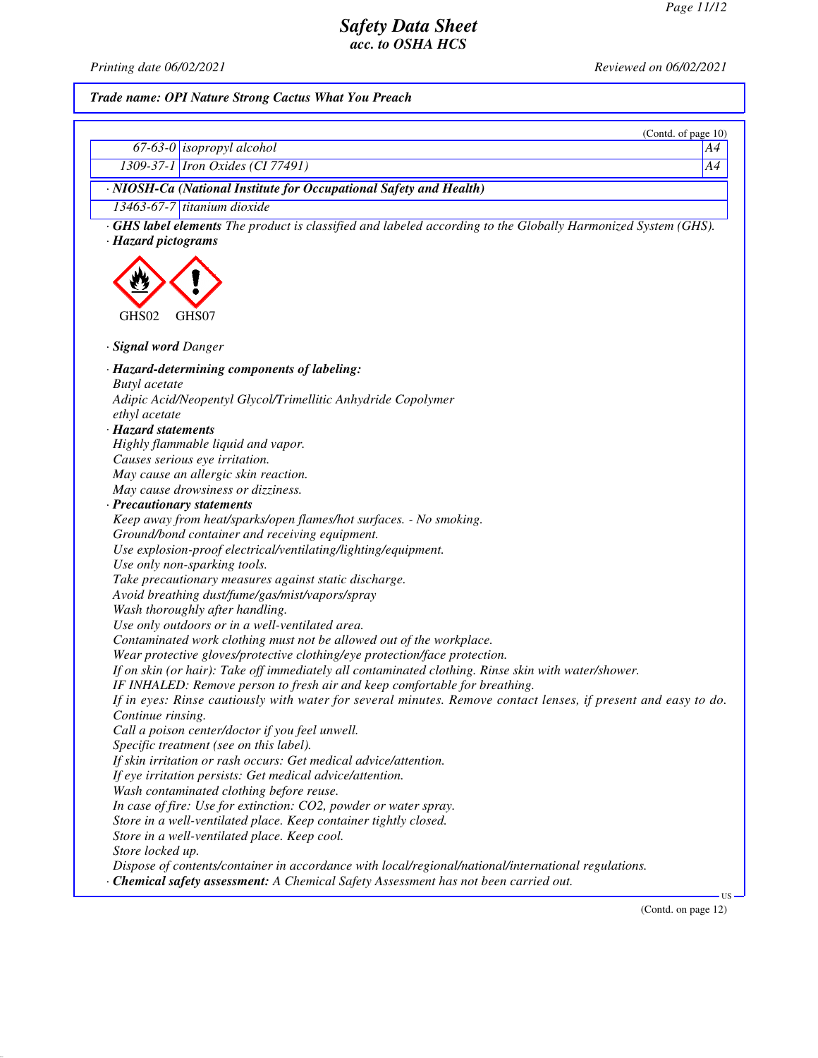# Safety Data Sheet
## acc. to OSHA HCS

Printing date 06/02/2021 Reviewed on 06/02/2021

**Trade name: OPI Nature Strong Cactus What You Preach**

(Contd. of page 10)

| | | |
|---|---|---|
| 67-63-0 | isopropyl alcohol | A4 |
| 1309-37-1 | Iron Oxides (CI 77491) | A4 |

· **NIOSH-Ca (National Institute for Occupational Safety and Health)**

| | |
|---|---|
| 13463-67-7 | titanium dioxide |

· **GHS label elements** The product is classified and labeled according to the Globally Harmonized System (GHS).

· **Hazard pictograms**

GHS02 GHS07

· **Signal word** Danger

· **Hazard-determining components of labeling:**
Butyl acetate
Adipic Acid/Neopentyl Glycol/Trimellitic Anhydride Copolymer
ethyl acetate

· **Hazard statements**
Highly flammable liquid and vapor.
Causes serious eye irritation.
May cause an allergic skin reaction.
May cause drowsiness or dizziness.

· **Precautionary statements**
Keep away from heat/sparks/open flames/hot surfaces. - No smoking.
Ground/bond container and receiving equipment.
Use explosion-proof electrical/ventilating/lighting/equipment.
Use only non-sparking tools.
Take precautionary measures against static discharge.
Avoid breathing dust/fume/gas/mist/vapors/spray
Wash thoroughly after handling.
Use only outdoors or in a well-ventilated area.
Contaminated work clothing must not be allowed out of the workplace.
Wear protective gloves/protective clothing/eye protection/face protection.
If on skin (or hair): Take off immediately all contaminated clothing. Rinse skin with water/shower.
IF INHALED: Remove person to fresh air and keep comfortable for breathing.
If in eyes: Rinse cautiously with water for several minutes. Remove contact lenses, if present and easy to do. Continue rinsing.
Call a poison center/doctor if you feel unwell.
Specific treatment (see on this label).
If skin irritation or rash occurs: Get medical advice/attention.
If eye irritation persists: Get medical advice/attention.
Wash contaminated clothing before reuse.
In case of fire: Use for extinction: $CO_2$, powder or water spray.
Store in a well-ventilated place. Keep container tightly closed.
Store in a well-ventilated place. Keep cool.
Store locked up.
Dispose of contents/container in accordance with local/regional/national/international regulations.

· **Chemical safety assessment:** A Chemical Safety Assessment has not been carried out.

(Contd. on page 12)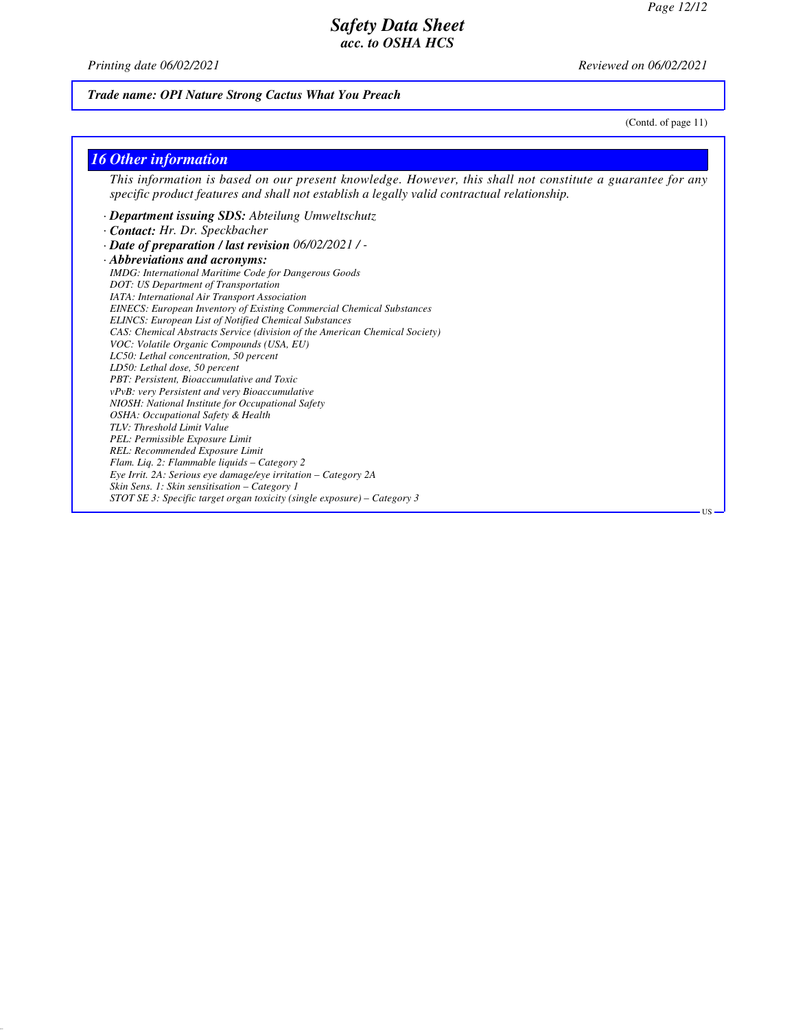*Trade name: OPI Nature Strong Cactus What You Preach*

(Contd. of page 11)

## 16 Other information

*This information is based on our present knowledge. However, this shall not constitute a guarantee for any specific product features and shall not establish a legally valid contractual relationship.*

· ***Department issuing SDS:*** *Abteilung Umweltschutz*
· ***Contact:*** *Hr. Dr. Speckbacher*
· ***Date of preparation / last revision*** *06/02/2021 / -*
· ***Abbreviations and acronyms:***
*IMDG: International Maritime Code for Dangerous Goods*
*DOT: US Department of Transportation*
*IATA: International Air Transport Association*
*EINECS: European Inventory of Existing Commercial Chemical Substances*
*ELINCS: European List of Notified Chemical Substances*
*CAS: Chemical Abstracts Service (division of the American Chemical Society)*
*VOC: Volatile Organic Compounds (USA, EU)*
*LC50: Lethal concentration, 50 percent*
*LD50: Lethal dose, 50 percent*
*PBT: Persistent, Bioaccumulative and Toxic*
*vPvB: very Persistent and very Bioaccumulative*
*NIOSH: National Institute for Occupational Safety*
*OSHA: Occupational Safety & Health*
*TLV: Threshold Limit Value*
*PEL: Permissible Exposure Limit*
*REL: Recommended Exposure Limit*
*Flam. Liq. 2: Flammable liquids – Category 2*
*Eye Irrit. 2A: Serious eye damage/eye irritation – Category 2A*
*Skin Sens. 1: Skin sensitisation – Category 1*
*STOT SE 3: Specific target organ toxicity (single exposure) – Category 3*